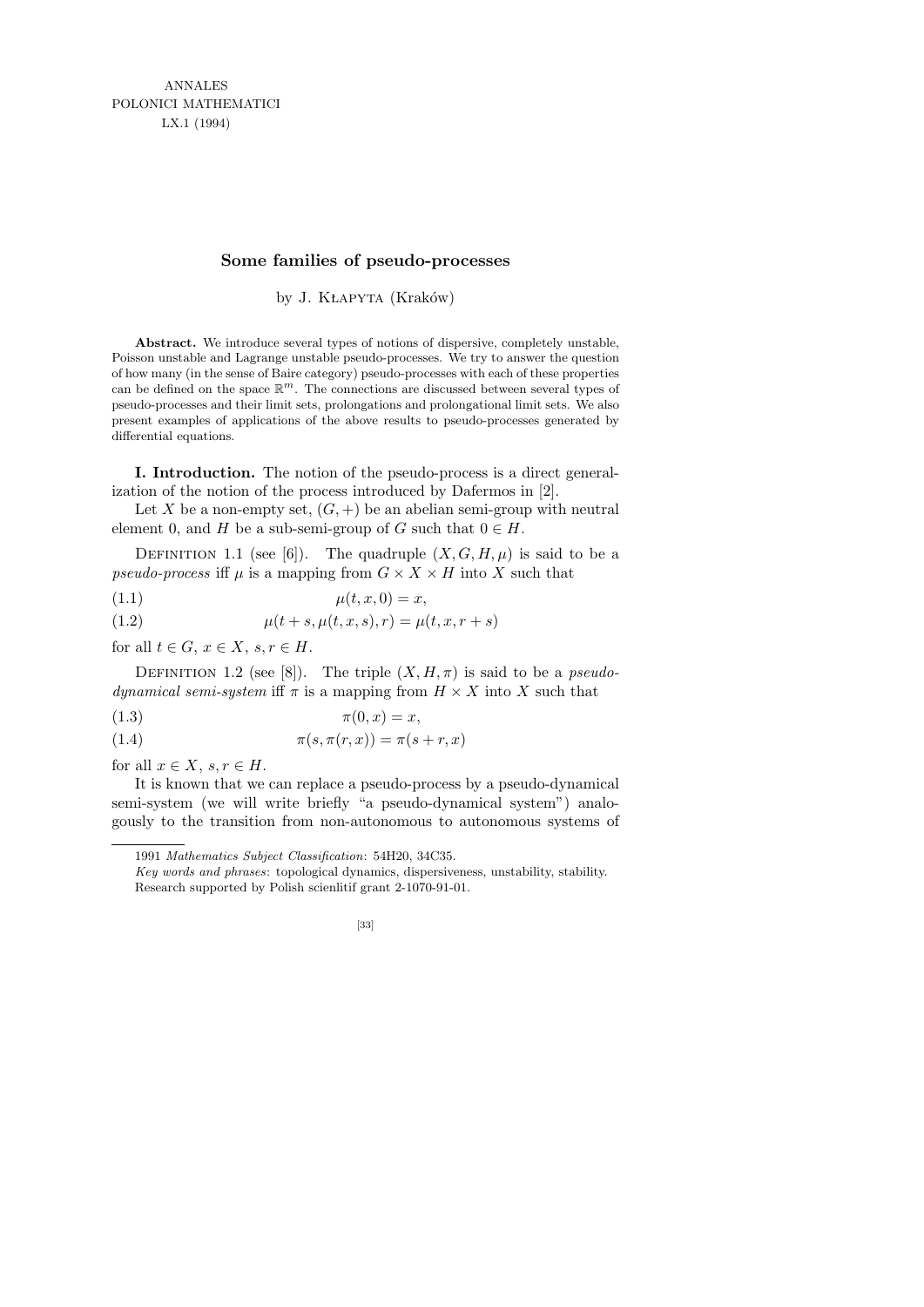# Some families of pseudo-processes

by J. Kłapyta (Kraków)

**Abstract.** We introduce several types of notions of dispersive, completely unstable, Poisson unstable and Lagrange unstable pseudo-processes. We try to answer the question of how many (in the sense of Baire category) pseudo-processes with each of these properties can be defined on the space $\mathbb{R}^m$. The connections are discussed between several types of pseudo-processes and their limit sets, prolongations and prolongational limit sets. We also present examples of applications of the above results to pseudo-processes generated by differential equations.

**I. Introduction.** The notion of the pseudo-process is a direct generalization of the notion of the process introduced by Dafermos in [2].

Let $X$ be a non-empty set, $(G, +)$ be an abelian semi-group with neutral element 0, and $H$ be a sub-semi-group of $G$ such that $0 \in H$.

Definition 1.1 (see [6]). The quadruple $(X, G, H, \mu)$ is said to be a *pseudo-process* iff $\mu$ is a mapping from $G \times X \times H$ into $X$ such that

$$\mu(t, x, 0) = x, \tag{1.1}$$

$$\mu(t + s, \mu(t, x, s), r) = \mu(t, x, r + s) \tag{1.2}$$

for all $t \in G$, $x \in X$, $s, r \in H$.

Definition 1.2 (see [8]). The triple $(X, H, \pi)$ is said to be a *pseudo-dynamical semi-system* iff $\pi$ is a mapping from $H \times X$ into $X$ such that

$$\pi(0, x) = x, \tag{1.3}$$

$$\pi(s, \pi(r, x)) = \pi(s + r, x) \tag{1.4}$$

for all $x \in X$, $s, r \in H$.

It is known that we can replace a pseudo-process by a pseudo-dynamical semi-system (we will write briefly "a pseudo-dynamical system") analogously to the transition from non-autonomous to autonomous systems of

---

1991 *Mathematics Subject Classification*: 54H20, 34C35.

*Key words and phrases*: topological dynamics, dispersiveness, unstability, stability.

Research supported by Polish scienlitif grant 2-1070-91-01.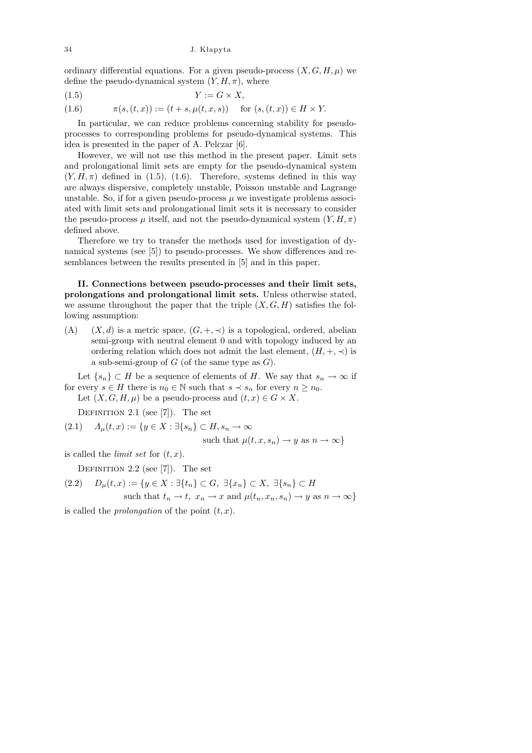ordinary differential equations. For a given pseudo-process $(X, G, H, \mu)$ we define the pseudo-dynamical system $(Y, H, \pi)$, where

$$Y := G \times X, \tag{1.5}$$

$$\pi(s, (t, x)) := (t + s, \mu(t, x, s)) \quad \text{for } (s, (t, x)) \in H \times Y. \tag{1.6}$$

In particular, we can reduce problems concerning stability for pseudo-processes to corresponding problems for pseudo-dynamical systems. This idea is presented in the paper of A. Pelczar [6].

However, we will not use this method in the present paper. Limit sets and prolongational limit sets are empty for the pseudo-dynamical system $(Y, H, \pi)$ defined in (1.5), (1.6). Therefore, systems defined in this way are always dispersive, completely unstable, Poisson unstable and Lagrange unstable. So, if for a given pseudo-process $\mu$ we investigate problems associated with limit sets and prolongational limit sets it is necessary to consider the pseudo-process $\mu$ itself, and not the pseudo-dynamical system $(Y, H, \pi)$ defined above.

Therefore we try to transfer the methods used for investigation of dynamical systems (see [5]) to pseudo-processes. We show differences and resemblances between the results presented in [5] and in this paper.

**II. Connections between pseudo-processes and their limit sets, prolongations and prolongational limit sets.** Unless otherwise stated, we assume throughout the paper that the triple $(X, G, H)$ satisfies the following assumption:

(A) $(X, d)$ is a metric space, $(G, +, \prec)$ is a topological, ordered, abelian semi-group with neutral element 0 and with topology induced by an ordering relation which does not admit the last element, $(H, +, \prec)$ is a sub-semi-group of $G$ (of the same type as $G$).

Let $\{s_n\} \subset H$ be a sequence of elements of $H$. We say that $s_n \to \infty$ if for every $s \in H$ there is $n_0 \in \mathbb{N}$ such that $s \prec s_n$ for every $n \geq n_0$.

Let $(X, G, H, \mu)$ be a pseudo-process and $(t, x) \in G \times X$.

Definition 2.1 (see [7]). The set

$$\Lambda_\mu(t, x) := \{y \in X : \exists \{s_n\} \subset H, s_n \to \infty \text{ such that } \mu(t, x, s_n) \to y \text{ as } n \to \infty\} \tag{2.1}$$

is called the *limit set* for $(t, x)$.

Definition 2.2 (see [7]). The set

$$D_\mu(t, x) := \{y \in X : \exists \{t_n\} \subset G,\ \exists \{x_n\} \subset X,\ \exists \{s_n\} \subset H \text{ such that } t_n \to t,\ x_n \to x \text{ and } \mu(t_n, x_n, s_n) \to y \text{ as } n \to \infty\} \tag{2.2}$$

is called the *prolongation* of the point $(t, x)$.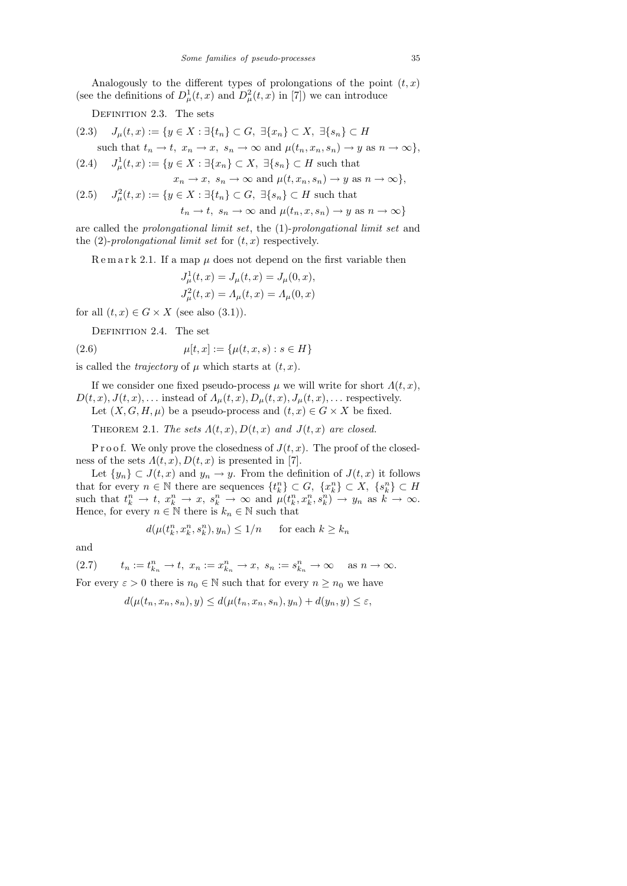Analogously to the different types of prolongations of the point $(t, x)$ (see the definitions of $D^1_\mu(t,x)$ and $D^2_\mu(t,x)$ in [7]) we can introduce

Definition 2.3. The sets

$$J_\mu(t,x) := \{y \in X : \exists \{t_n\} \subset G,\ \exists \{x_n\} \subset X,\ \exists \{s_n\} \subset H \text{ such that } t_n \to t,\ x_n \to x,\ s_n \to \infty \text{ and } \mu(t_n, x_n, s_n) \to y \text{ as } n \to \infty\}, \tag{2.3}$$

$$J^1_\mu(t,x) := \{y \in X : \exists \{x_n\} \subset X,\ \exists \{s_n\} \subset H \text{ such that } x_n \to x,\ s_n \to \infty \text{ and } \mu(t, x_n, s_n) \to y \text{ as } n \to \infty\}, \tag{2.4}$$

$$J^2_\mu(t,x) := \{y \in X : \exists \{t_n\} \subset G,\ \exists \{s_n\} \subset H \text{ such that } t_n \to t,\ s_n \to \infty \text{ and } \mu(t_n, x, s_n) \to y \text{ as } n \to \infty\} \tag{2.5}$$

are called the *prolongational limit set*, the *(1)-prolongational limit set* and the *(2)-prolongational limit set* for $(t, x)$ respectively.

Remark 2.1. If a map $\mu$ does not depend on the first variable then

$$J^1_\mu(t,x) = J_\mu(t,x) = J_\mu(0,x),$$
$$J^2_\mu(t,x) = \Lambda_\mu(t,x) = \Lambda_\mu(0,x)$$

for all $(t,x) \in G \times X$ (see also (3.1)).

Definition 2.4. The set

$$\mu[t,x] := \{\mu(t,x,s) : s \in H\} \tag{2.6}$$

is called the *trajectory* of $\mu$ which starts at $(t,x)$.

If we consider one fixed pseudo-process $\mu$ we will write for short $\Lambda(t,x)$, $D(t,x), J(t,x), \ldots$ instead of $\Lambda_\mu(t,x), D_\mu(t,x), J_\mu(t,x), \ldots$ respectively.
Let $(X, G, H, \mu)$ be a pseudo-process and $(t,x) \in G \times X$ be fixed.

Theorem 2.1. *The sets $\Lambda(t,x), D(t,x)$ and $J(t,x)$ are closed.*

Proof. We only prove the closedness of $J(t,x)$. The proof of the closedness of the sets $\Lambda(t,x), D(t,x)$ is presented in [7].

Let $\{y_n\} \subset J(t,x)$ and $y_n \to y$. From the definition of $J(t,x)$ it follows that for every $n \in \mathbb{N}$ there are sequences $\{t^n_k\} \subset G$, $\{x^n_k\} \subset X$, $\{s^n_k\} \subset H$ such that $t^n_k \to t$, $x^n_k \to x$, $s^n_k \to \infty$ and $\mu(t^n_k, x^n_k, s^n_k) \to y_n$ as $k \to \infty$. Hence, for every $n \in \mathbb{N}$ there is $k_n \in \mathbb{N}$ such that

$$d(\mu(t^n_k, x^n_k, s^n_k), y_n) \le 1/n \quad \text{ for each } k \ge k_n$$

and

$$t_n := t^n_{k_n} \to t,\ x_n := x^n_{k_n} \to x,\ s_n := s^n_{k_n} \to \infty \quad \text{ as } n \to \infty. \tag{2.7}$$

For every $\varepsilon > 0$ there is $n_0 \in \mathbb{N}$ such that for every $n \ge n_0$ we have

$$d(\mu(t_n, x_n, s_n), y) \le d(\mu(t_n, x_n, s_n), y_n) + d(y_n, y) \le \varepsilon,$$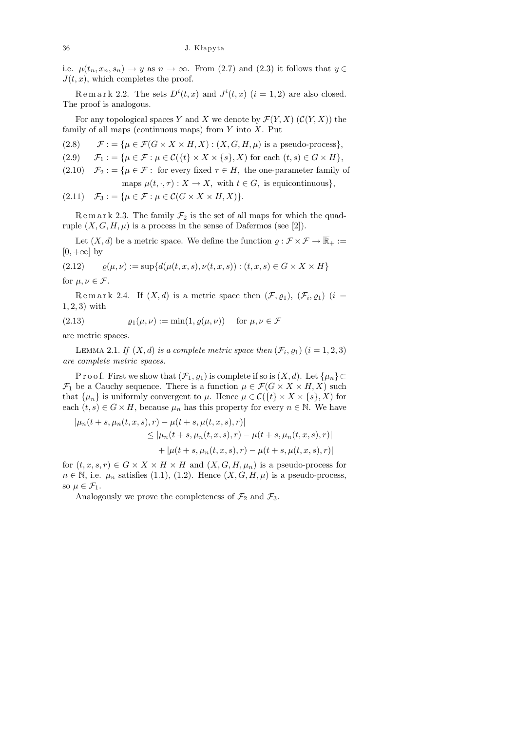i.e. $\mu(t_n, x_n, s_n) \to y$ as $n \to \infty$. From (2.7) and (2.3) it follows that $y \in J(t, x)$, which completes the proof.

R e m a r k 2.2. The sets $D^i(t,x)$ and $J^i(t,x)$ $(i = 1, 2)$ are also closed. The proof is analogous.

For any topological spaces $Y$ and $X$ we denote by $\mathcal{F}(Y,X)$ ($\mathcal{C}(Y,X)$) the family of all maps (continuous maps) from $Y$ into $X$. Put

$$\mathcal{F} := \{\mu \in \mathcal{F}(G \times X \times H, X) : (X, G, H, \mu) \text{ is a pseudo-process}\}, \tag{2.8}$$

$$\mathcal{F}_1 := \{\mu \in \mathcal{F} : \mu \in \mathcal{C}(\{t\} \times X \times \{s\}, X) \text{ for each } (t,s) \in G \times H\}, \tag{2.9}$$

$$\begin{aligned}\mathcal{F}_2 := \{\mu \in \mathcal{F} :\ & \text{for every fixed } \tau \in H, \text{ the one-parameter family of} \\ & \text{maps } \mu(t, \cdot, \tau) : X \to X, \text{ with } t \in G, \text{ is equicontinuous}\},\end{aligned} \tag{2.10}$$

$$\mathcal{F}_3 := \{\mu \in \mathcal{F} : \mu \in \mathcal{C}(G \times X \times H, X)\}. \tag{2.11}$$

R e m a r k 2.3. The family $\mathcal{F}_2$ is the set of all maps for which the quadruple $(X, G, H, \mu)$ is a process in the sense of Dafermos (see [2]).

Let $(X, d)$ be a metric space. We define the function $\varrho : \mathcal{F} \times \mathcal{F} \to \overline{\mathbb{R}}_+ := [0, +\infty]$ by

$$\varrho(\mu, \nu) := \sup\{d(\mu(t,x,s), \nu(t,x,s)) : (t,x,s) \in G \times X \times H\} \tag{2.12}$$

for $\mu, \nu \in \mathcal{F}$.

R e m a r k 2.4. If $(X, d)$ is a metric space then $(\mathcal{F}, \varrho_1)$, $(\mathcal{F}_i, \varrho_1)$ $(i = 1, 2, 3)$ with

$$\varrho_1(\mu, \nu) := \min(1, \varrho(\mu, \nu)) \quad \text{ for } \mu, \nu \in \mathcal{F} \tag{2.13}$$

are metric spaces.

LEMMA 2.1. *If $(X, d)$ is a complete metric space then $(\mathcal{F}_i, \varrho_1)$ $(i = 1, 2, 3)$ are complete metric spaces.*

P r o o f. First we show that $(\mathcal{F}_1, \varrho_1)$ is complete if so is $(X, d)$. Let $\{\mu_n\} \subset \mathcal{F}_1$ be a Cauchy sequence. There is a function $\mu \in \mathcal{F}(G \times X \times H, X)$ such that $\{\mu_n\}$ is uniformly convergent to $\mu$. Hence $\mu \in \mathcal{C}(\{t\} \times X \times \{s\}, X)$ for each $(t,s) \in G \times H$, because $\mu_n$ has this property for every $n \in \mathbb{N}$. We have

$$\begin{aligned}|\mu_n(t+s, \mu_n(t,x,s), r) - \mu(t+s, \mu(t,x,s), r)| \\ \le |\mu_n(t+s, \mu_n(t,x,s), r) - \mu(t+s, \mu_n(t,x,s), r)| \\ + |\mu(t+s, \mu_n(t,x,s), r) - \mu(t+s, \mu(t,x,s), r)|\end{aligned}$$

for $(t,x,s,r) \in G \times X \times H \times H$ and $(X, G, H, \mu_n)$ is a pseudo-process for $n \in \mathbb{N}$, i.e. $\mu_n$ satisfies (1.1), (1.2). Hence $(X, G, H, \mu)$ is a pseudo-process, so $\mu \in \mathcal{F}_1$.

Analogously we prove the completeness of $\mathcal{F}_2$ and $\mathcal{F}_3$.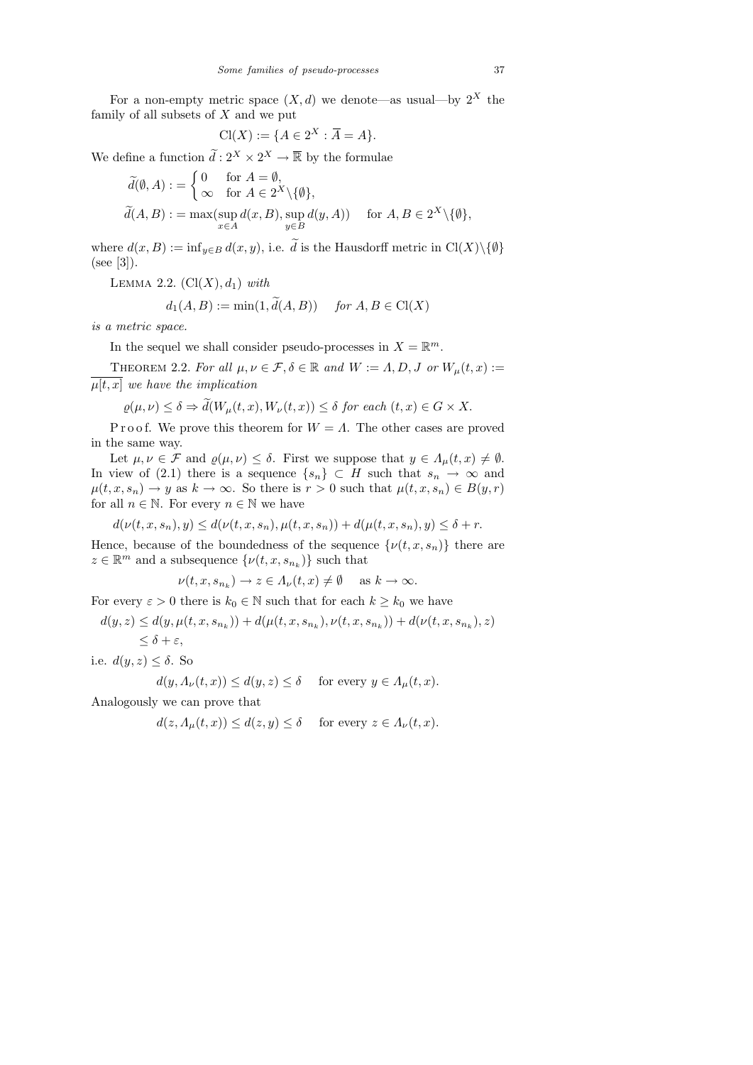For a non-empty metric space $(X, d)$ we denote—as usual—by $2^X$ the family of all subsets of $X$ and we put

$$\mathrm{Cl}(X) := \{A \in 2^X : \overline{A} = A\}.$$

We define a function $\widetilde{d} : 2^X \times 2^X \to \overline{\mathbb{R}}$ by the formulae

$$\widetilde{d}(\emptyset, A) := \begin{cases} 0 & \text{for } A = \emptyset, \\ \infty & \text{for } A \in 2^X \backslash \{\emptyset\}, \end{cases}$$

$$\widetilde{d}(A, B) := \max(\sup_{x \in A} d(x, B), \sup_{y \in B} d(y, A)) \quad \text{for } A, B \in 2^X \backslash \{\emptyset\},$$

where $d(x, B) := \inf_{y \in B} d(x, y)$, i.e. $\widetilde{d}$ is the Hausdorff metric in $\mathrm{Cl}(X) \backslash \{\emptyset\}$ (see [3]).

Lemma 2.2. *$(\mathrm{Cl}(X), d_1)$ with*

$$d_1(A, B) := \min(1, \widetilde{d}(A, B)) \quad \textit{for } A, B \in \mathrm{Cl}(X)$$

*is a metric space.*

In the sequel we shall consider pseudo-processes in $X = \mathbb{R}^m$.

Theorem 2.2. *For all $\mu, \nu \in \mathcal{F}, \delta \in \mathbb{R}$ and $W := \Lambda, D, J$ or $W_\mu(t, x) := \overline{\mu[t, x]}$ we have the implication*

$$\varrho(\mu, \nu) \leq \delta \Rightarrow \widetilde{d}(W_\mu(t, x), W_\nu(t, x)) \leq \delta \textit{ for each } (t, x) \in G \times X.$$

Proof. We prove this theorem for $W = \Lambda$. The other cases are proved in the same way.

Let $\mu, \nu \in \mathcal{F}$ and $\varrho(\mu, \nu) \leq \delta$. First we suppose that $y \in \Lambda_\mu(t, x) \neq \emptyset$. In view of (2.1) there is a sequence $\{s_n\} \subset H$ such that $s_n \to \infty$ and $\mu(t, x, s_n) \to y$ as $k \to \infty$. So there is $r > 0$ such that $\mu(t, x, s_n) \in B(y, r)$ for all $n \in \mathbb{N}$. For every $n \in \mathbb{N}$ we have

$$d(\nu(t, x, s_n), y) \leq d(\nu(t, x, s_n), \mu(t, x, s_n)) + d(\mu(t, x, s_n), y) \leq \delta + r.$$

Hence, because of the boundedness of the sequence $\{\nu(t, x, s_n)\}$ there are $z \in \mathbb{R}^m$ and a subsequence $\{\nu(t, x, s_{n_k})\}$ such that

$$\nu(t, x, s_{n_k}) \to z \in \Lambda_\nu(t, x) \neq \emptyset \quad \text{as } k \to \infty.$$

For every $\varepsilon > 0$ there is $k_0 \in \mathbb{N}$ such that for each $k \geq k_0$ we have

$$\begin{aligned} d(y, z) &\leq d(y, \mu(t, x, s_{n_k})) + d(\mu(t, x, s_{n_k}), \nu(t, x, s_{n_k})) + d(\nu(t, x, s_{n_k}), z) \\ &\leq \delta + \varepsilon, \end{aligned}$$

i.e. $d(y, z) \leq \delta$. So

$$d(y, \Lambda_\nu(t, x)) \leq d(y, z) \leq \delta \quad \text{for every } y \in \Lambda_\mu(t, x).$$

Analogously we can prove that

$$d(z, \Lambda_\mu(t, x)) \leq d(z, y) \leq \delta \quad \text{for every } z \in \Lambda_\nu(t, x).$$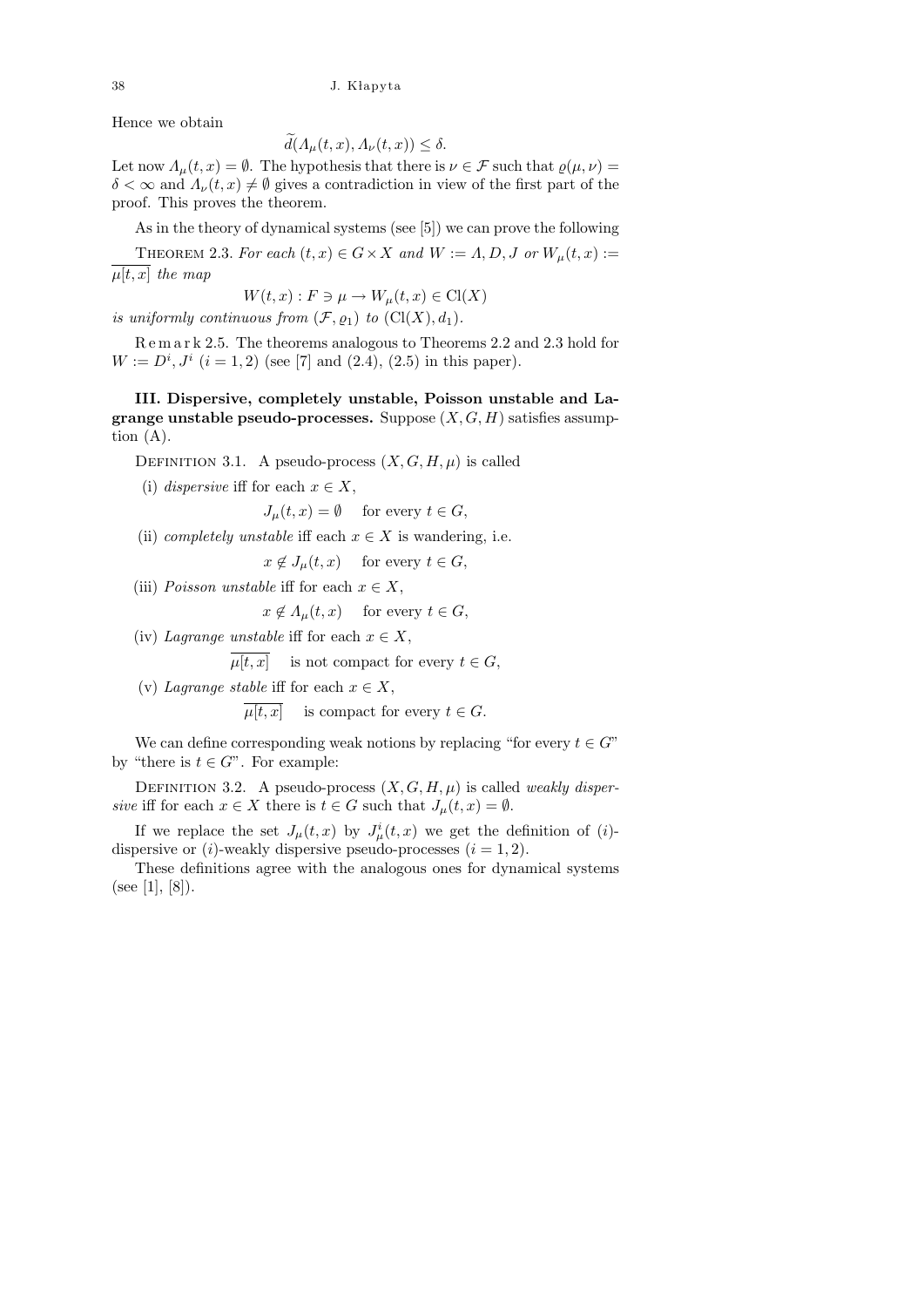Hence we obtain

$$\widetilde{d}(\Lambda_\mu(t,x), \Lambda_\nu(t,x)) \le \delta.$$

Let now $\Lambda_\mu(t,x) = \emptyset$. The hypothesis that there is $\nu \in \mathcal{F}$ such that $\varrho(\mu,\nu) = \delta < \infty$ and $\Lambda_\nu(t,x) \neq \emptyset$ gives a contradiction in view of the first part of the proof. This proves the theorem.

As in the theory of dynamical systems (see [5]) we can prove the following

Theorem 2.3. *For each* $(t,x) \in G \times X$ *and* $W := \Lambda, D, J$ *or* $W_\mu(t,x) := \overline{\mu[t,x]}$ *the map*

$$W(t,x) : F \ni \mu \to W_\mu(t,x) \in \mathrm{Cl}(X)$$

*is uniformly continuous from* $(\mathcal{F}, \varrho_1)$ *to* $(\mathrm{Cl}(X), d_1)$.

Remark 2.5. The theorems analogous to Theorems 2.2 and 2.3 hold for $W := D^i, J^i$ $(i = 1,2)$ (see [7] and (2.4), (2.5) in this paper).

**III. Dispersive, completely unstable, Poisson unstable and Lagrange unstable pseudo-processes.** Suppose $(X, G, H)$ satisfies assumption (A).

Definition 3.1. A pseudo-process $(X, G, H, \mu)$ is called

(i) *dispersive* iff for each $x \in X$,

$$J_\mu(t,x) = \emptyset \quad \text{for every } t \in G,$$

(ii) *completely unstable* iff each $x \in X$ is wandering, i.e.

$$x \notin J_\mu(t,x) \quad \text{for every } t \in G,$$

(iii) *Poisson unstable* iff for each $x \in X$,

$$x \notin \Lambda_\mu(t,x) \quad \text{for every } t \in G,$$

(iv) *Lagrange unstable* iff for each $x \in X$,

$$\overline{\mu[t,x]} \quad \text{is not compact for every } t \in G,$$

(v) *Lagrange stable* iff for each $x \in X$,

$$\overline{\mu[t,x]} \quad \text{is compact for every } t \in G.$$

We can define corresponding weak notions by replacing "for every $t \in G$" by "there is $t \in G$". For example:

Definition 3.2. A pseudo-process $(X, G, H, \mu)$ is called *weakly dispersive* iff for each $x \in X$ there is $t \in G$ such that $J_\mu(t,x) = \emptyset$.

If we replace the set $J_\mu(t,x)$ by $J^i_\mu(t,x)$ we get the definition of $(i)$-dispersive or $(i)$-weakly dispersive pseudo-processes $(i = 1,2)$.

These definitions agree with the analogous ones for dynamical systems (see [1], [8]).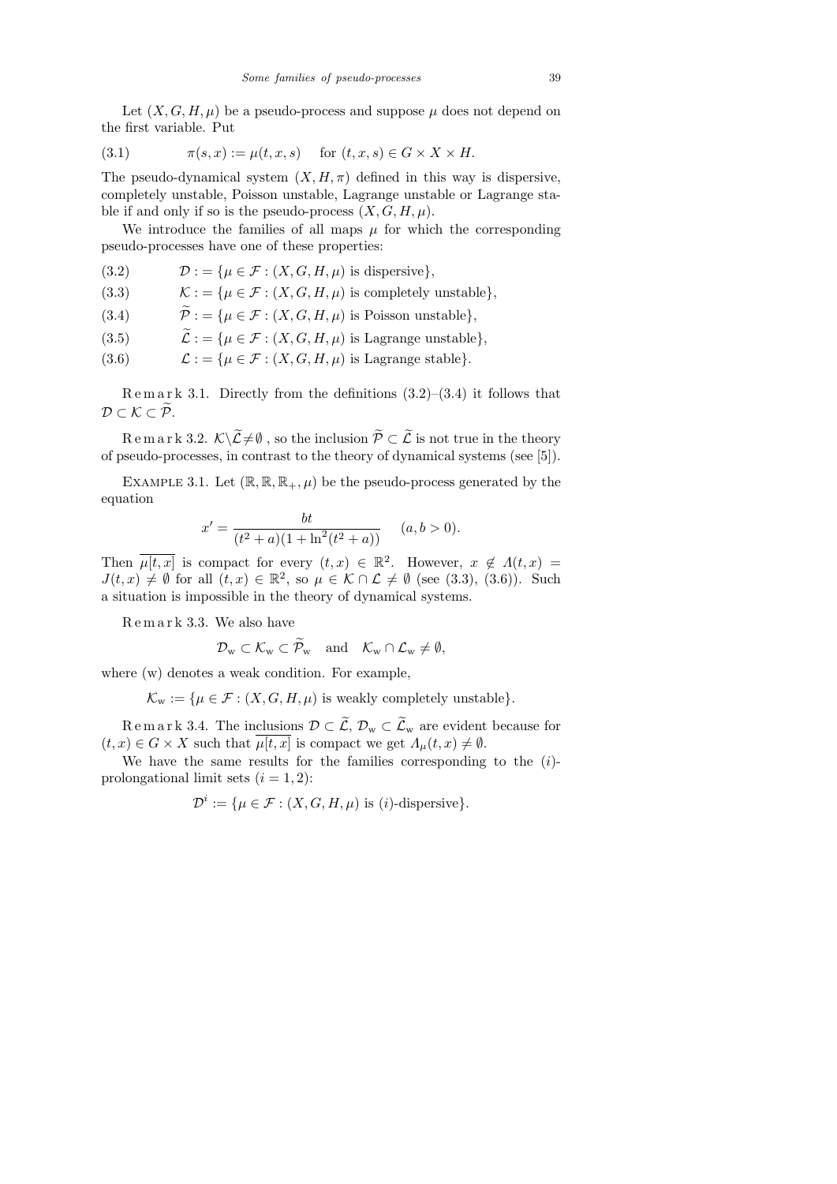Let $(X, G, H, \mu)$ be a pseudo-process and suppose $\mu$ does not depend on the first variable. Put

$$\pi(s, x) := \mu(t, x, s) \quad \text{for } (t, x, s) \in G \times X \times H. \tag{3.1}$$

The pseudo-dynamical system $(X, H, \pi)$ defined in this way is dispersive, completely unstable, Poisson unstable, Lagrange unstable or Lagrange stable if and only if so is the pseudo-process $(X, G, H, \mu)$.

We introduce the families of all maps $\mu$ for which the corresponding pseudo-processes have one of these properties:

$$\mathcal{D} := \{\mu \in \mathcal{F} : (X, G, H, \mu) \text{ is dispersive}\}, \tag{3.2}$$

$$\mathcal{K} := \{\mu \in \mathcal{F} : (X, G, H, \mu) \text{ is completely unstable}\}, \tag{3.3}$$

$$\widetilde{\mathcal{P}} := \{\mu \in \mathcal{F} : (X, G, H, \mu) \text{ is Poisson unstable}\}, \tag{3.4}$$

$$\widetilde{\mathcal{L}} := \{\mu \in \mathcal{F} : (X, G, H, \mu) \text{ is Lagrange unstable}\}, \tag{3.5}$$

$$\mathcal{L} := \{\mu \in \mathcal{F} : (X, G, H, \mu) \text{ is Lagrange stable}\}. \tag{3.6}$$

Remark 3.1. Directly from the definitions (3.2)–(3.4) it follows that $\mathcal{D} \subset \mathcal{K} \subset \widetilde{\mathcal{P}}$.

Remark 3.2. $\mathcal{K} \setminus \widetilde{\mathcal{L}} \neq \emptyset$ , so the inclusion $\widetilde{\mathcal{P}} \subset \widetilde{\mathcal{L}}$ is not true in the theory of pseudo-processes, in contrast to the theory of dynamical systems (see [5]).

Example 3.1. Let $(\mathbb{R}, \mathbb{R}, \mathbb{R}_+, \mu)$ be the pseudo-process generated by the equation

$$x' = \frac{bt}{(t^2 + a)(1 + \ln^2(t^2 + a))} \quad (a, b > 0).$$

Then $\overline{\mu[t, x]}$ is compact for every $(t, x) \in \mathbb{R}^2$. However, $x \notin \Lambda(t, x) = J(t, x) \neq \emptyset$ for all $(t, x) \in \mathbb{R}^2$, so $\mu \in \mathcal{K} \cap \mathcal{L} \neq \emptyset$ (see (3.3), (3.6)). Such a situation is impossible in the theory of dynamical systems.

Remark 3.3. We also have

$$\mathcal{D}_{\mathrm{w}} \subset \mathcal{K}_{\mathrm{w}} \subset \widetilde{\mathcal{P}}_{\mathrm{w}} \quad \text{and} \quad \mathcal{K}_{\mathrm{w}} \cap \mathcal{L}_{\mathrm{w}} \neq \emptyset,$$

where (w) denotes a weak condition. For example,

$$\mathcal{K}_{\mathrm{w}} := \{\mu \in \mathcal{F} : (X, G, H, \mu) \text{ is weakly completely unstable}\}.$$

Remark 3.4. The inclusions $\mathcal{D} \subset \widetilde{\mathcal{L}}$, $\mathcal{D}_{\mathrm{w}} \subset \widetilde{\mathcal{L}}_{\mathrm{w}}$ are evident because for $(t, x) \in G \times X$ such that $\overline{\mu[t, x]}$ is compact we get $\Lambda_\mu(t, x) \neq \emptyset$.

We have the same results for the families corresponding to the $(i)$-prolongational limit sets $(i = 1, 2)$:

$$\mathcal{D}^i := \{\mu \in \mathcal{F} : (X, G, H, \mu) \text{ is } (i)\text{-dispersive}\}.$$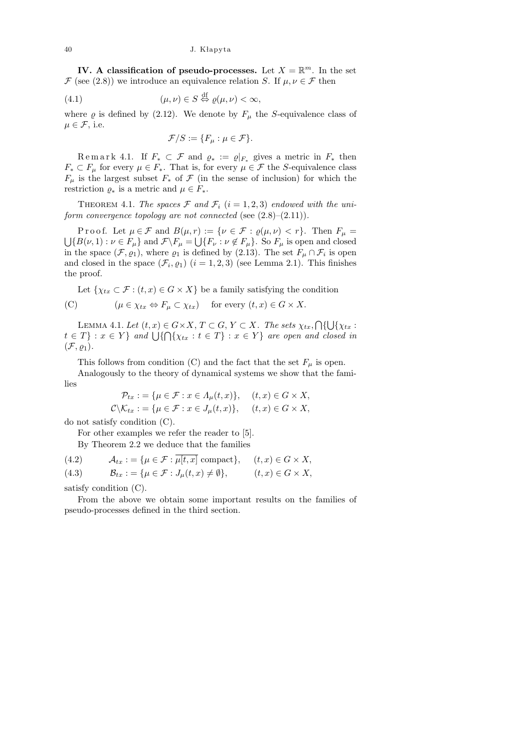**IV. A classification of pseudo-processes.** Let $X = \mathbb{R}^m$. In the set $\mathcal{F}$ (see (2.8)) we introduce an equivalence relation $S$. If $\mu, \nu \in \mathcal{F}$ then

$$(\mu,\nu) \in S \overset{\text{df}}{\Leftrightarrow} \varrho(\mu,\nu) < \infty, \tag{4.1}$$

where $\varrho$ is defined by (2.12). We denote by $F_\mu$ the $S$-equivalence class of $\mu \in \mathcal{F}$, i.e.

$$\mathcal{F}/S := \{F_\mu : \mu \in \mathcal{F}\}.$$

Remark 4.1. If $F_* \subset \mathcal{F}$ and $\varrho_* := \varrho|_{F_*}$ gives a metric in $F_*$ then $F_* \subset F_\mu$ for every $\mu \in F_*$. That is, for every $\mu \in \mathcal{F}$ the $S$-equivalence class $F_\mu$ is the largest subset $F_*$ of $\mathcal{F}$ (in the sense of inclusion) for which the restriction $\varrho_*$ is a metric and $\mu \in F_*$.

Theorem 4.1. *The spaces $\mathcal{F}$ and $\mathcal{F}_i$ $(i = 1,2,3)$ endowed with the uniform convergence topology are not connected* (see (2.8)–(2.11)).

Proof. Let $\mu \in \mathcal{F}$ and $B(\mu,r) := \{\nu \in \mathcal{F} : \varrho(\mu,\nu) < r\}$. Then $F_\mu = \bigcup\{B(\nu,1) : \nu \in F_\mu\}$ and $\mathcal{F}\backslash F_\mu = \bigcup\{F_\nu : \nu \notin F_\mu\}$. So $F_\mu$ is open and closed in the space $(\mathcal{F},\varrho_1)$, where $\varrho_1$ is defined by (2.13). The set $F_\mu \cap \mathcal{F}_i$ is open and closed in the space $(\mathcal{F}_i,\varrho_1)$ $(i = 1,2,3)$ (see Lemma 2.1). This finishes the proof.

Let $\{\chi_{tx} \subset \mathcal{F} : (t,x) \in G \times X\}$ be a family satisfying the condition

$$(\mu \in \chi_{tx} \Leftrightarrow F_\mu \subset \chi_{tx}) \quad \text{for every } (t,x) \in G \times X. \tag{C}$$

Lemma 4.1. *Let $(t,x) \in G\times X$, $T \subset G$, $Y \subset X$. The sets $\chi_{tx}, \bigcap\{\bigcup\{\chi_{tx} : t \in T\} : x \in Y\}$ and $\bigcup\{\bigcap\{\chi_{tx} : t \in T\} : x \in Y\}$ are open and closed in $(\mathcal{F},\varrho_1)$.*

This follows from condition (C) and the fact that the set $F_\mu$ is open.

Analogously to the theory of dynamical systems we show that the families

$$\mathcal{P}_{tx} := \{\mu \in \mathcal{F} : x \in \Lambda_\mu(t,x)\}, \quad (t,x) \in G \times X,$$
$$\mathcal{C}\backslash\mathcal{K}_{tx} := \{\mu \in \mathcal{F} : x \in J_\mu(t,x)\}, \quad (t,x) \in G \times X,$$

do not satisfy condition (C).

For other examples we refer the reader to [5].

By Theorem 2.2 we deduce that the families

$$\mathcal{A}_{tx} := \{\mu \in \mathcal{F} : \overline{\mu[t,x]} \text{ compact}\}, \quad (t,x) \in G \times X, \tag{4.2}$$

$$\mathcal{B}_{tx} := \{\mu \in \mathcal{F} : J_\mu(t,x) \neq \emptyset\}, \quad (t,x) \in G \times X, \tag{4.3}$$

satisfy condition (C).

From the above we obtain some important results on the families of pseudo-processes defined in the third section.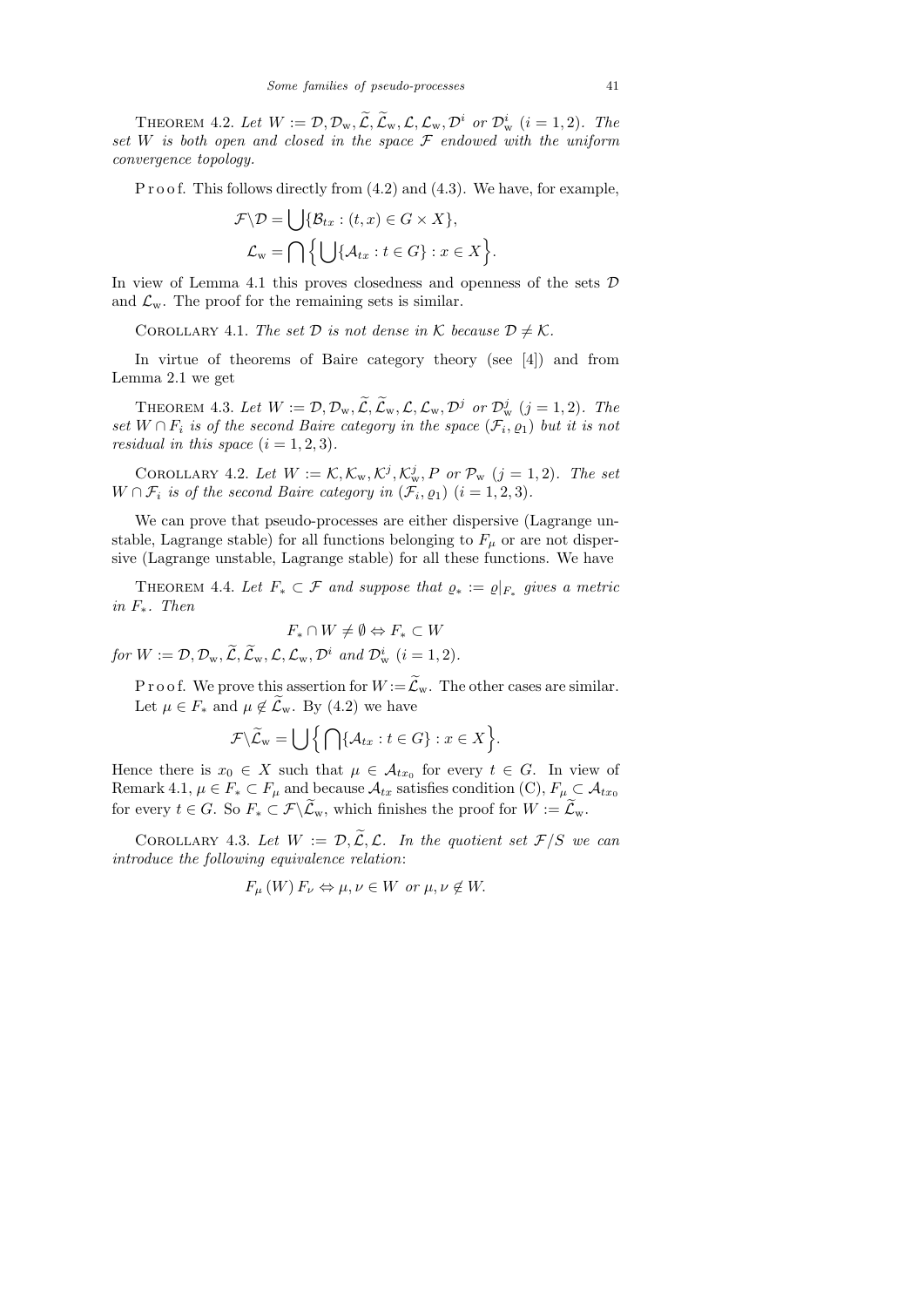THEOREM 4.2. *Let* $W := \mathcal{D}, \mathcal{D}_{\rm w}, \widetilde{\mathcal{L}}, \widetilde{\mathcal{L}}_{\rm w}, \mathcal{L}, \mathcal{L}_{\rm w}, \mathcal{D}^i$ *or* $\mathcal{D}^i_{\rm w}$ $(i = 1, 2)$. *The set* $W$ *is both open and closed in the space* $\mathcal{F}$ *endowed with the uniform convergence topology.*

P r o o f. This follows directly from (4.2) and (4.3). We have, for example,

$$\mathcal{F}\backslash\mathcal{D} = \bigcup\{\mathcal{B}_{tx} : (t, x) \in G \times X\},$$
$$\mathcal{L}_{\rm w} = \bigcap\Big\{\bigcup\{\mathcal{A}_{tx} : t \in G\} : x \in X\Big\}.$$

In view of Lemma 4.1 this proves closedness and openness of the sets $\mathcal{D}$ and $\mathcal{L}_{\rm w}$. The proof for the remaining sets is similar.

COROLLARY 4.1. *The set* $\mathcal{D}$ *is not dense in* $\mathcal{K}$ *because* $\mathcal{D} \neq \mathcal{K}$.

In virtue of theorems of Baire category theory (see [4]) and from Lemma 2.1 we get

THEOREM 4.3. *Let* $W := \mathcal{D}, \mathcal{D}_{\rm w}, \widetilde{\mathcal{L}}, \widetilde{\mathcal{L}}_{\rm w}, \mathcal{L}, \mathcal{L}_{\rm w}, \mathcal{D}^j$ *or* $\mathcal{D}^j_{\rm w}$ $(j = 1, 2)$. *The set* $W \cap F_i$ *is of the second Baire category in the space* $(\mathcal{F}_i, \varrho_1)$ *but it is not residual in this space* $(i = 1, 2, 3)$.

COROLLARY 4.2. *Let* $W := \mathcal{K}, \mathcal{K}_{\rm w}, \mathcal{K}^j, \mathcal{K}^j_{\rm w}, P$ *or* $\mathcal{P}_{\rm w}$ $(j = 1, 2)$. *The set* $W \cap \mathcal{F}_i$ *is of the second Baire category in* $(\mathcal{F}_i, \varrho_1)$ $(i = 1, 2, 3)$.

We can prove that pseudo-processes are either dispersive (Lagrange unstable, Lagrange stable) for all functions belonging to $F_\mu$ or are not dispersive (Lagrange unstable, Lagrange stable) for all these functions. We have

THEOREM 4.4. *Let* $F_* \subset \mathcal{F}$ *and suppose that* $\varrho_* := \varrho|_{F_*}$ *gives a metric in* $F_*$. *Then*

$$F_* \cap W \neq \emptyset \Leftrightarrow F_* \subset W$$

*for* $W := \mathcal{D}, \mathcal{D}_{\rm w}, \widetilde{\mathcal{L}}, \widetilde{\mathcal{L}}_{\rm w}, \mathcal{L}, \mathcal{L}_{\rm w}, \mathcal{D}^i$ *and* $\mathcal{D}^i_{\rm w}$ $(i = 1, 2)$.

P r o o f. We prove this assertion for $W := \widetilde{\mathcal{L}}_{\rm w}$. The other cases are similar. Let $\mu \in F_*$ and $\mu \notin \widetilde{\mathcal{L}}_{\rm w}$. By (4.2) we have

$$\mathcal{F}\backslash\widetilde{\mathcal{L}}_{\rm w} = \bigcup\Big\{\bigcap\{\mathcal{A}_{tx} : t \in G\} : x \in X\Big\}.$$

Hence there is $x_0 \in X$ such that $\mu \in \mathcal{A}_{tx_0}$ for every $t \in G$. In view of Remark 4.1, $\mu \in F_* \subset F_\mu$ and because $\mathcal{A}_{tx}$ satisfies condition (C), $F_\mu \subset \mathcal{A}_{tx_0}$ for every $t \in G$. So $F_* \subset \mathcal{F}\backslash\widetilde{\mathcal{L}}_{\rm w}$, which finishes the proof for $W := \widetilde{\mathcal{L}}_{\rm w}$.

COROLLARY 4.3. *Let* $W := \mathcal{D}, \widetilde{\mathcal{L}}, \mathcal{L}$. *In the quotient set* $\mathcal{F}/S$ *we can introduce the following equivalence relation*:

$$F_\mu\,(W)\,F_\nu \Leftrightarrow \mu, \nu \in W \ \text{or}\ \mu, \nu \notin W.$$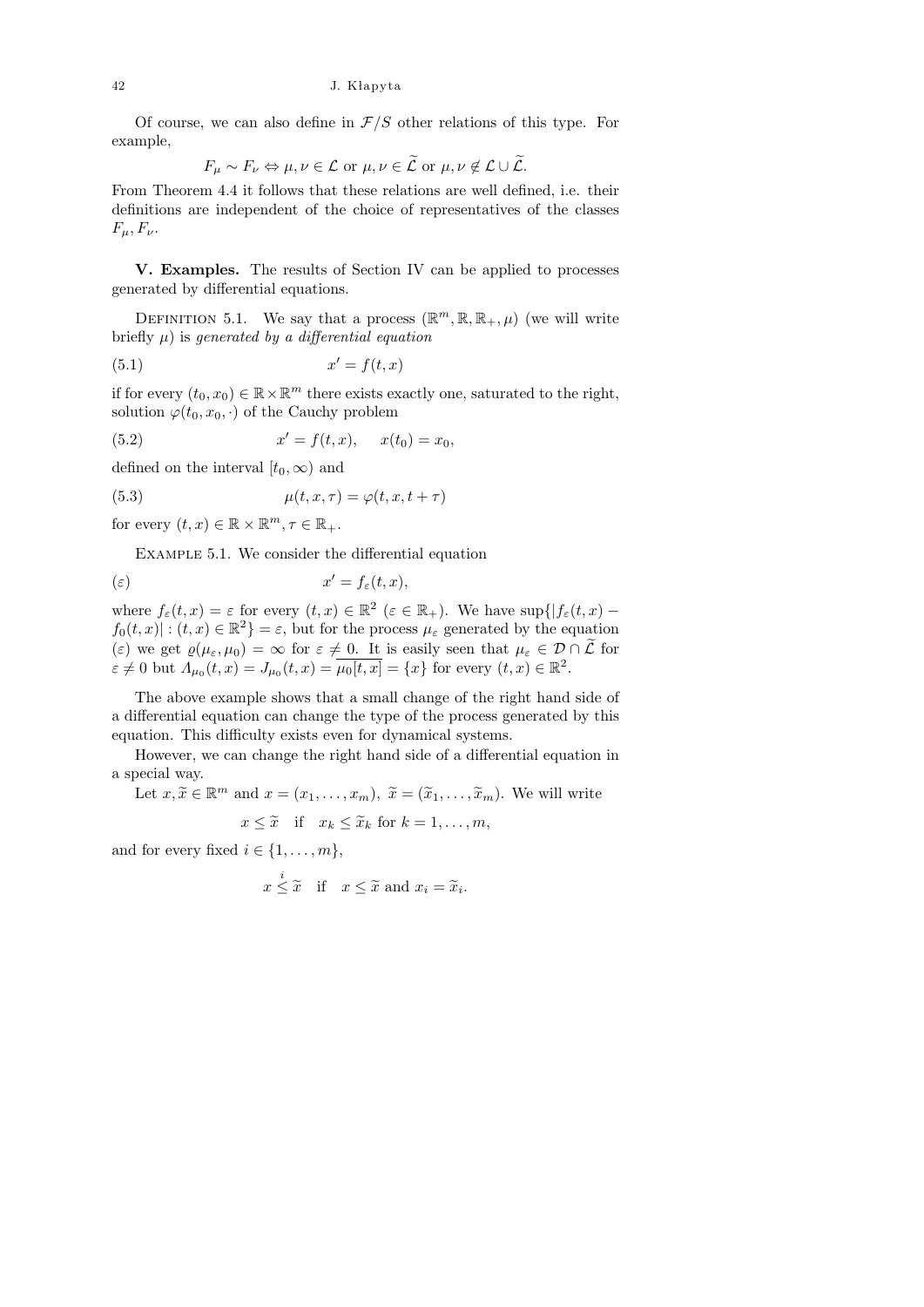Of course, we can also define in $\mathcal{F}/S$ other relations of this type. For example,

$$F_\mu \sim F_\nu \Leftrightarrow \mu, \nu \in \mathcal{L} \text{ or } \mu, \nu \in \widetilde{\mathcal{L}} \text{ or } \mu, \nu \notin \mathcal{L} \cup \widetilde{\mathcal{L}}.$$

From Theorem 4.4 it follows that these relations are well defined, i.e. their definitions are independent of the choice of representatives of the classes $F_\mu, F_\nu$.

**V. Examples.** The results of Section IV can be applied to processes generated by differential equations.

Definition 5.1. We say that a process $(\mathbb{R}^m, \mathbb{R}, \mathbb{R}_+, \mu)$ (we will write briefly $\mu$) is *generated by a differential equation*

$$x' = f(t, x) \tag{5.1}$$

if for every $(t_0, x_0) \in \mathbb{R} \times \mathbb{R}^m$ there exists exactly one, saturated to the right, solution $\varphi(t_0, x_0, \cdot)$ of the Cauchy problem

$$x' = f(t, x), \quad x(t_0) = x_0, \tag{5.2}$$

defined on the interval $[t_0, \infty)$ and

$$\mu(t, x, \tau) = \varphi(t, x, t + \tau) \tag{5.3}$$

for every $(t, x) \in \mathbb{R} \times \mathbb{R}^m, \tau \in \mathbb{R}_+$.

Example 5.1. We consider the differential equation

$$x' = f_\varepsilon(t, x), \tag{$\varepsilon$}$$

where $f_\varepsilon(t, x) = \varepsilon$ for every $(t, x) \in \mathbb{R}^2$ ($\varepsilon \in \mathbb{R}_+$). We have $\sup\{|f_\varepsilon(t, x) - f_0(t, x)| : (t, x) \in \mathbb{R}^2\} = \varepsilon$, but for the process $\mu_\varepsilon$ generated by the equation ($\varepsilon$) we get $\varrho(\mu_\varepsilon, \mu_0) = \infty$ for $\varepsilon \neq 0$. It is easily seen that $\mu_\varepsilon \in \mathcal{D} \cap \widetilde{\mathcal{L}}$ for $\varepsilon \neq 0$ but $\Lambda_{\mu_0}(t, x) = J_{\mu_0}(t, x) = \overline{\mu_0[t, x]} = \{x\}$ for every $(t, x) \in \mathbb{R}^2$.

The above example shows that a small change of the right hand side of a differential equation can change the type of the process generated by this equation. This difficulty exists even for dynamical systems.

However, we can change the right hand side of a differential equation in a special way.

Let $x, \widetilde{x} \in \mathbb{R}^m$ and $x = (x_1, \ldots, x_m)$, $\widetilde{x} = (\widetilde{x}_1, \ldots, \widetilde{x}_m)$. We will write

$$x \leq \widetilde{x} \quad \text{if} \quad x_k \leq \widetilde{x}_k \text{ for } k = 1, \ldots, m,$$

and for every fixed $i \in \{1, \ldots, m\}$,

$$x \overset{i}{\leq} \widetilde{x} \quad \text{if} \quad x \leq \widetilde{x} \text{ and } x_i = \widetilde{x}_i.$$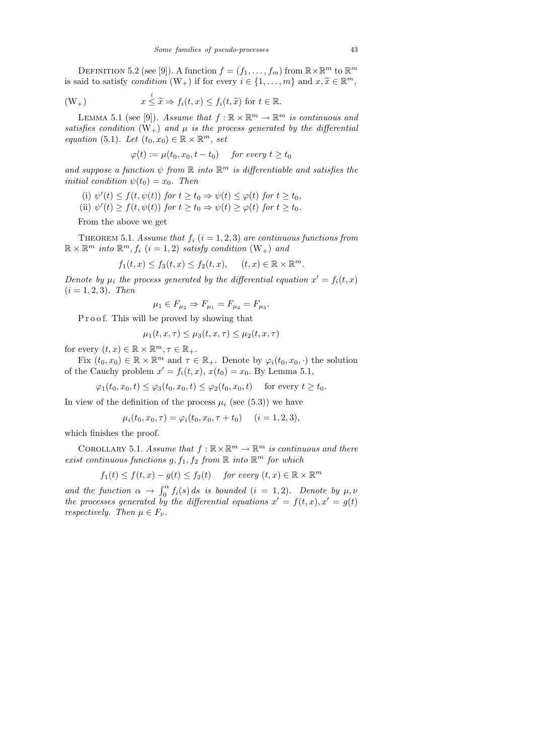DEFINITION 5.2 (see [9]). A function $f = (f_1, \ldots, f_m)$ from $\mathbb{R}\times\mathbb{R}^m$ to $\mathbb{R}^m$ is said to satisfy *condition* $(\mathrm{W}_+)$ if for every $i \in \{1, \ldots, m\}$ and $x, \widetilde{x} \in \mathbb{R}^m$,

$$(\mathrm{W}_+) \qquad x \overset{i}{\leq} \widetilde{x} \Rightarrow f_i(t, x) \leq f_i(t, \widetilde{x}) \text{ for } t \in \mathbb{R}.$$

LEMMA 5.1 (see [9]). *Assume that $f : \mathbb{R} \times \mathbb{R}^m \to \mathbb{R}^m$ is continuous and satisfies condition $(\mathrm{W}_+)$ and $\mu$ is the process generated by the differential equation* (5.1). *Let $(t_0, x_0) \in \mathbb{R} \times \mathbb{R}^m$, set*

$$\varphi(t) := \mu(t_0, x_0, t - t_0) \quad \textit{for every } t \geq t_0$$

*and suppose a function $\psi$ from $\mathbb{R}$ into $\mathbb{R}^m$ is differentiable and satisfies the initial condition $\psi(t_0) = x_0$. Then*

(i) $\psi'(t) \leq f(t, \psi(t))$ *for* $t \geq t_0 \Rightarrow \psi(t) \leq \varphi(t)$ *for* $t \geq t_0$,
(ii) $\psi'(t) \geq f(t, \psi(t))$ *for* $t \geq t_0 \Rightarrow \psi(t) \geq \varphi(t)$ *for* $t \geq t_0$.

From the above we get

THEOREM 5.1. *Assume that $f_i$ $(i = 1, 2, 3)$ are continuous functions from $\mathbb{R} \times \mathbb{R}^m$ into $\mathbb{R}^m$, $f_i$ $(i = 1, 2)$ satisfy condition $(\mathrm{W}_+)$ and*

$$f_1(t, x) \leq f_3(t, x) \leq f_2(t, x), \qquad (t, x) \in \mathbb{R} \times \mathbb{R}^m.$$

*Denote by $\mu_i$ the process generated by the differential equation $x' = f_i(t, x)$ $(i = 1, 2, 3)$. Then*

$$\mu_1 \in F_{\mu_2} \Rightarrow F_{\mu_1} = F_{\mu_2} = F_{\mu_3}.$$

Proof. This will be proved by showing that

$$\mu_1(t, x, \tau) \leq \mu_3(t, x, \tau) \leq \mu_2(t, x, \tau)$$

for every $(t, x) \in \mathbb{R} \times \mathbb{R}^m, \tau \in \mathbb{R}_+$.

Fix $(t_0, x_0) \in \mathbb{R} \times \mathbb{R}^m$ and $\tau \in \mathbb{R}_+$. Denote by $\varphi_i(t_0, x_0, \cdot)$ the solution of the Cauchy problem $x' = f_i(t, x)$, $x(t_0) = x_0$. By Lemma 5.1,

$$\varphi_1(t_0, x_0, t) \leq \varphi_3(t_0, x_0, t) \leq \varphi_2(t_0, x_0, t) \quad \text{for every } t \geq t_0.$$

In view of the definition of the process $\mu_i$ (see (5.3)) we have

$$\mu_i(t_0, x_0, \tau) = \varphi_i(t_0, x_0, \tau + t_0) \quad (i = 1, 2, 3),$$

which finishes the proof.

COROLLARY 5.1. *Assume that $f : \mathbb{R}\times\mathbb{R}^m \to \mathbb{R}^m$ is continuous and there exist continuous functions $g, f_1, f_2$ from $\mathbb{R}$ into $\mathbb{R}^m$ for which*

$$f_1(t) \leq f(t, x) - g(t) \leq f_2(t) \quad \textit{for every } (t, x) \in \mathbb{R} \times \mathbb{R}^m$$

*and the function $\alpha \to \int_0^\alpha f_i(s)\,ds$ is bounded $(i = 1, 2)$. Denote by $\mu, \nu$ the processes generated by the differential equations $x' = f(t, x), x' = g(t)$ respectively. Then $\mu \in F_\nu$.*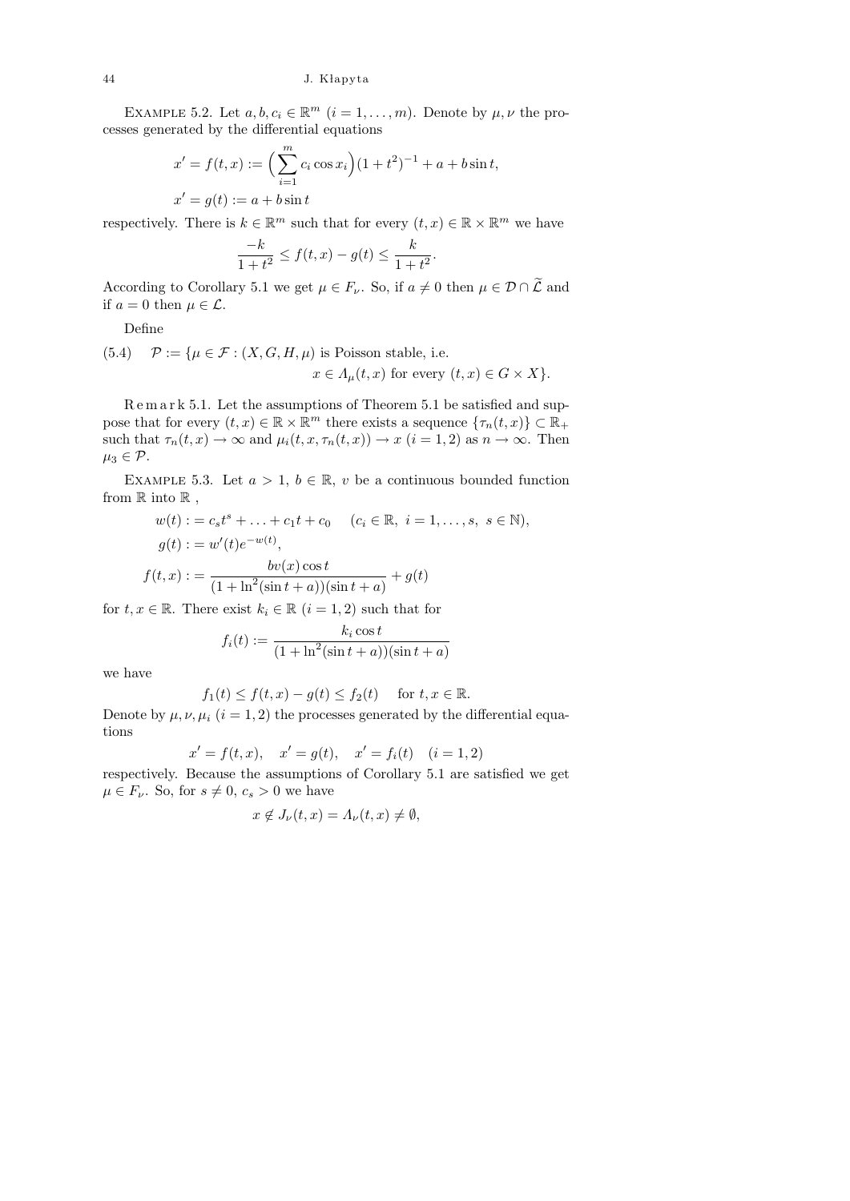Example 5.2. Let $a, b, c_i \in \mathbb{R}^m$ $(i = 1, \ldots, m)$. Denote by $\mu, \nu$ the processes generated by the differential equations

$$x' = f(t,x) := \Big(\sum_{i=1}^{m} c_i \cos x_i\Big)(1+t^2)^{-1} + a + b\sin t,$$

$$x' = g(t) := a + b\sin t$$

respectively. There is $k \in \mathbb{R}^m$ such that for every $(t,x) \in \mathbb{R} \times \mathbb{R}^m$ we have

$$\frac{-k}{1+t^2} \le f(t,x) - g(t) \le \frac{k}{1+t^2}.$$

According to Corollary 5.1 we get $\mu \in F_\nu$. So, if $a \neq 0$ then $\mu \in \mathcal{D} \cap \widetilde{\mathcal{L}}$ and if $a = 0$ then $\mu \in \mathcal{L}$.

Define

$$(5.4) \quad \mathcal{P} := \{\mu \in \mathcal{F} : (X, G, H, \mu) \text{ is Poisson stable, i.e. } x \in \Lambda_\mu(t,x) \text{ for every } (t,x) \in G \times X\}.$$

Remark 5.1. Let the assumptions of Theorem 5.1 be satisfied and suppose that for every $(t,x) \in \mathbb{R} \times \mathbb{R}^m$ there exists a sequence $\{\tau_n(t,x)\} \subset \mathbb{R}_+$ such that $\tau_n(t,x) \to \infty$ and $\mu_i(t,x,\tau_n(t,x)) \to x$ $(i = 1,2)$ as $n \to \infty$. Then $\mu_3 \in \mathcal{P}$.

Example 5.3. Let $a > 1$, $b \in \mathbb{R}$, $v$ be a continuous bounded function from $\mathbb{R}$ into $\mathbb{R}$,

$$w(t) := c_s t^s + \ldots + c_1 t + c_0 \quad (c_i \in \mathbb{R},\ i = 1, \ldots, s,\ s \in \mathbb{N}),$$

$$g(t) := w'(t) e^{-w(t)},$$

$$f(t,x) := \frac{b v(x) \cos t}{(1 + \ln^2(\sin t + a))(\sin t + a)} + g(t)$$

for $t, x \in \mathbb{R}$. There exist $k_i \in \mathbb{R}$ $(i = 1,2)$ such that for

$$f_i(t) := \frac{k_i \cos t}{(1 + \ln^2(\sin t + a))(\sin t + a)}$$

we have

$$f_1(t) \le f(t,x) - g(t) \le f_2(t) \quad \text{for } t, x \in \mathbb{R}.$$

Denote by $\mu, \nu, \mu_i$ $(i = 1,2)$ the processes generated by the differential equations

$$x' = f(t,x), \quad x' = g(t), \quad x' = f_i(t) \quad (i = 1,2)$$

respectively. Because the assumptions of Corollary 5.1 are satisfied we get $\mu \in F_\nu$. So, for $s \neq 0$, $c_s > 0$ we have

$$x \notin J_\nu(t,x) = \Lambda_\nu(t,x) \neq \emptyset,$$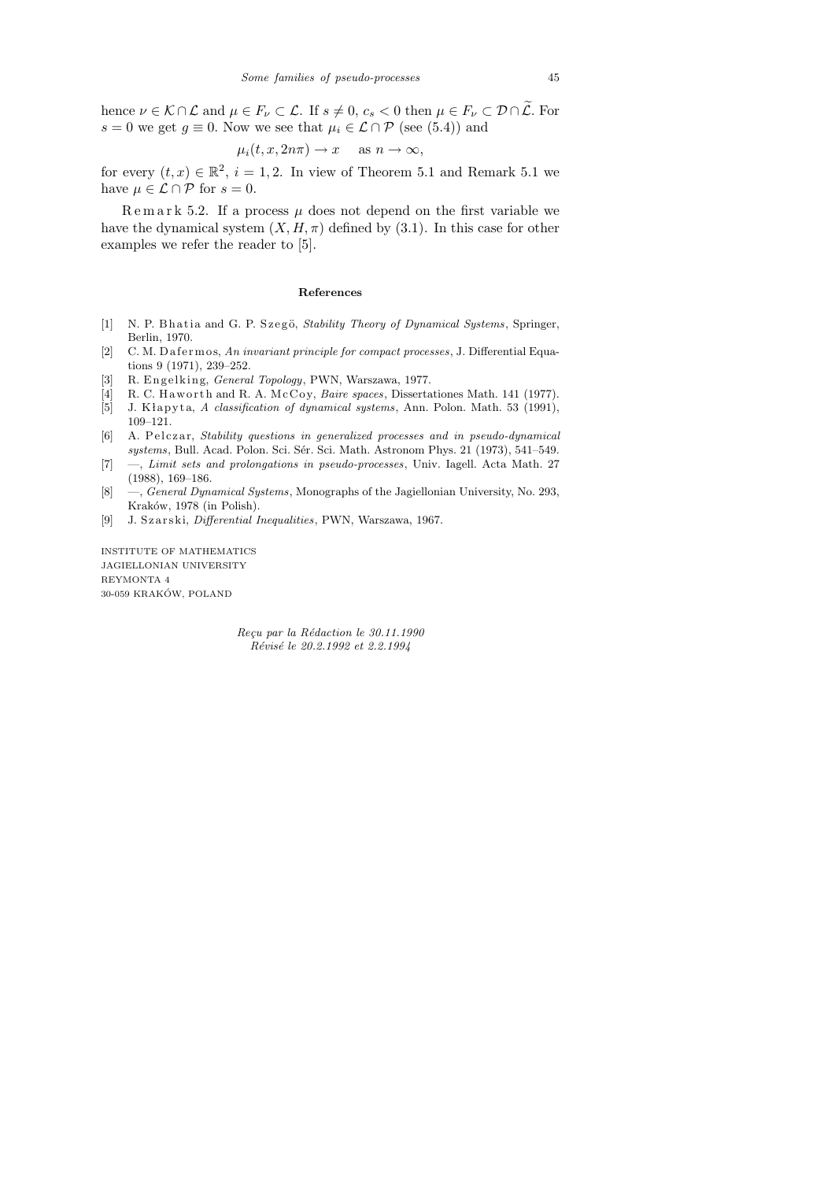hence $\nu \in \mathcal{K} \cap \mathcal{L}$ and $\mu \in F_\nu \subset \mathcal{L}$. If $s \neq 0$, $c_s < 0$ then $\mu \in F_\nu \subset \mathcal{D} \cap \widetilde{\mathcal{L}}$. For $s = 0$ we get $g \equiv 0$. Now we see that $\mu_i \in \mathcal{L} \cap \mathcal{P}$ (see (5.4)) and

$$\mu_i(t, x, 2n\pi) \to x \quad \text{as } n \to \infty,$$

for every $(t, x) \in \mathbb{R}^2$, $i = 1, 2$. In view of Theorem 5.1 and Remark 5.1 we have $\mu \in \mathcal{L} \cap \mathcal{P}$ for $s = 0$.

Remark 5.2. If a process $\mu$ does not depend on the first variable we have the dynamical system $(X, H, \pi)$ defined by (3.1). In this case for other examples we refer the reader to [5].

## References

[1] N. P. Bhatia and G. P. Szegö, *Stability Theory of Dynamical Systems*, Springer, Berlin, 1970.

[2] C. M. Dafermos, *An invariant principle for compact processes*, J. Differential Equations 9 (1971), 239–252.

[3] R. Engelking, *General Topology*, PWN, Warszawa, 1977.

[4] R. C. Haworth and R. A. McCoy, *Baire spaces*, Dissertationes Math. 141 (1977).

[5] J. Kłapyta, *A classification of dynamical systems*, Ann. Polon. Math. 53 (1991), 109–121.

[6] A. Pelczar, *Stability questions in generalized processes and in pseudo-dynamical systems*, Bull. Acad. Polon. Sci. Sér. Sci. Math. Astronom Phys. 21 (1973), 541–549.

[7] —, *Limit sets and prolongations in pseudo-processes*, Univ. Iagell. Acta Math. 27 (1988), 169–186.

[8] —, *General Dynamical Systems*, Monographs of the Jagiellonian University, No. 293, Kraków, 1978 (in Polish).

[9] J. Szarski, *Differential Inequalities*, PWN, Warszawa, 1967.

INSTITUTE OF MATHEMATICS
JAGIELLONIAN UNIVERSITY
REYMONTA 4
30-059 KRAKÓW, POLAND

*Reçu par la Rédaction le 30.11.1990*
*Révisé le 20.2.1992 et 2.2.1994*